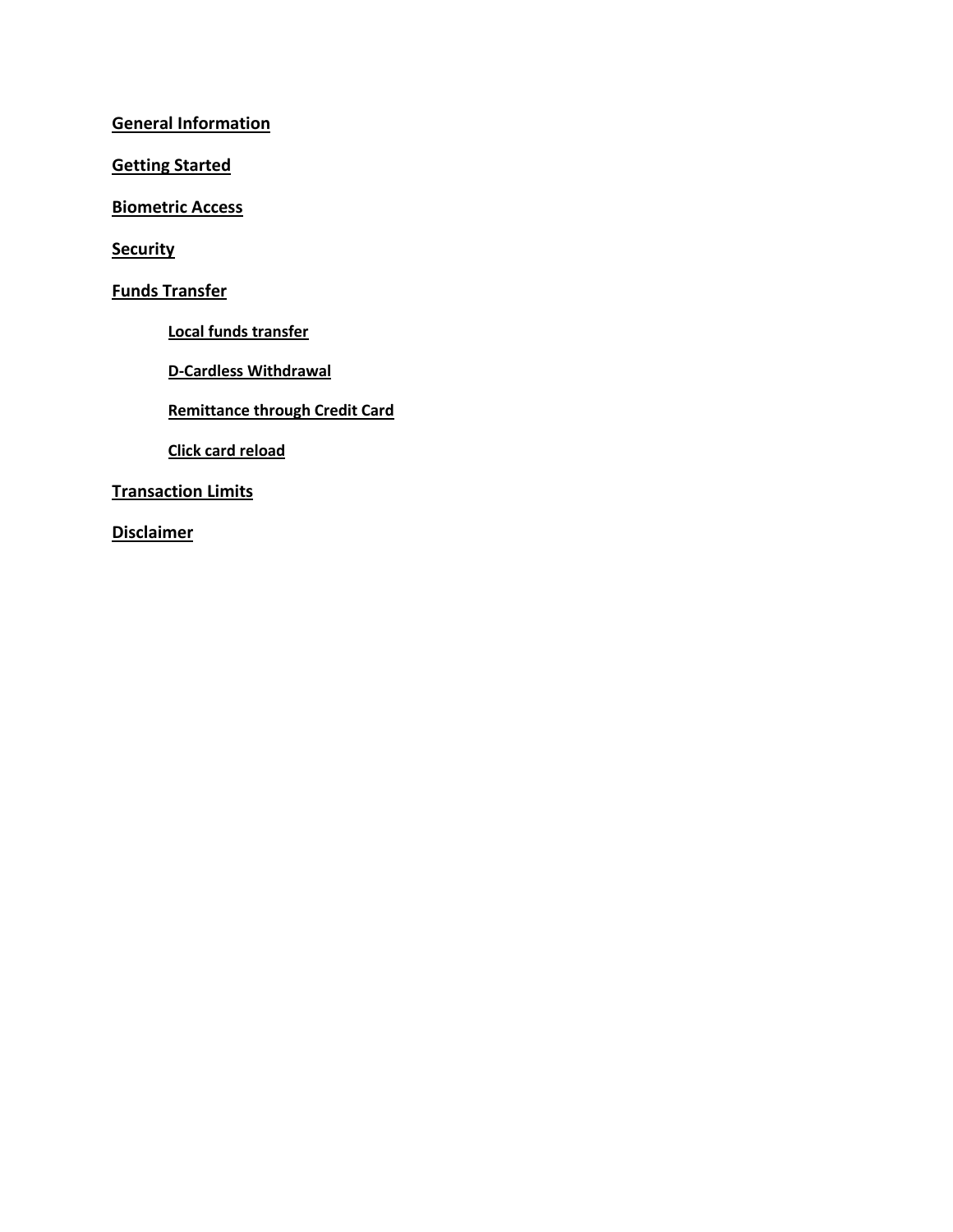**General Information**

**Getting Started**

**Biometric Access**

**Security**

**Funds Transfer**

- **Local funds transfer**
- **D-Cardless Withdrawal**
- **Remittance through Credit Card**
- **Click card reload**

**Transaction Limits**

**Disclaimer**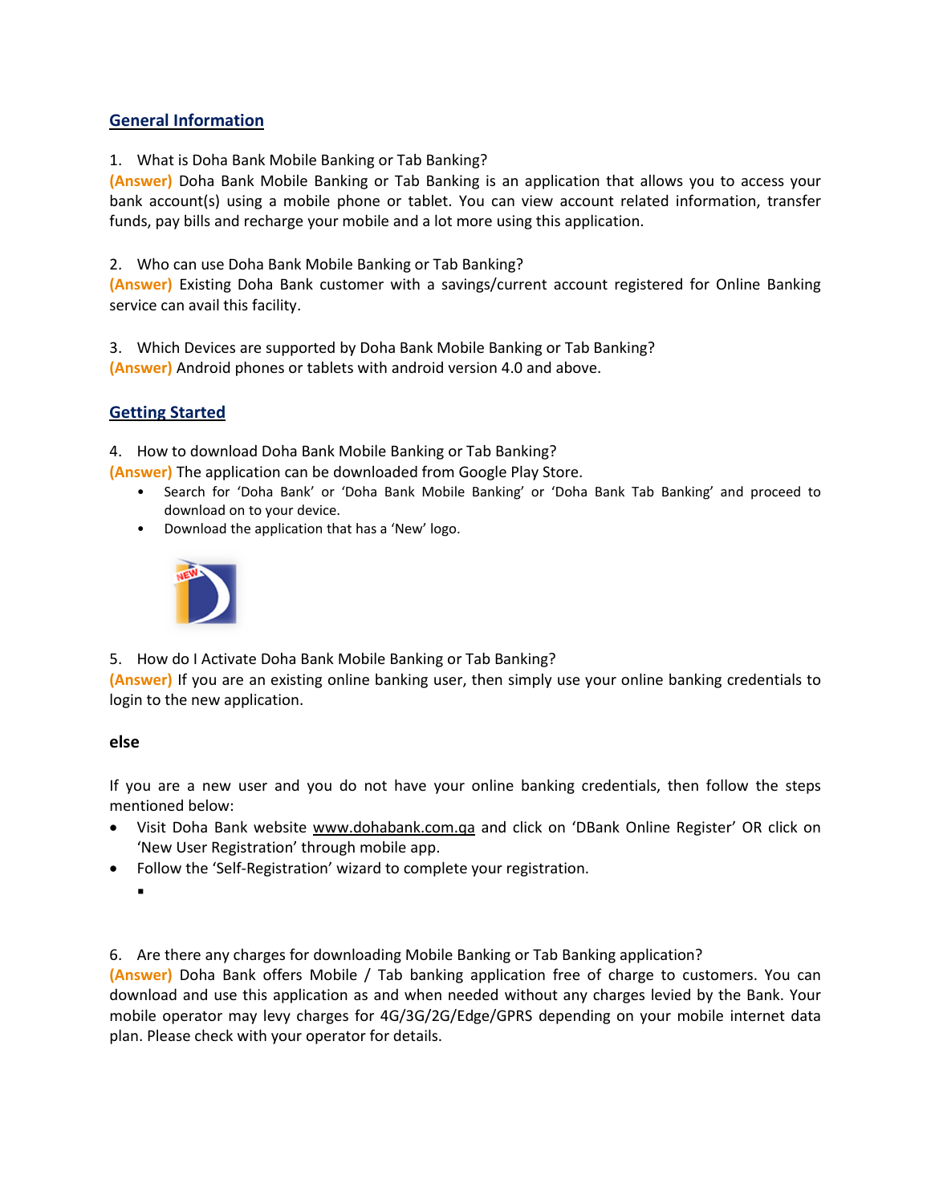## General Information

1. What is Doha Bank Mobile Banking or Tab Banking?

**(Answer)** Doha Bank Mobile Banking or Tab Banking is an application that allows you to access your bank account(s) using a mobile phone or tablet. You can view account related information, transfer funds, pay bills and recharge your mobile and a lot more using this application.

2. Who can use Doha Bank Mobile Banking or Tab Banking?

**(Answer)** Existing Doha Bank customer with a savings/current account registered for Online Banking service can avail this facility.

3. Which Devices are supported by Doha Bank Mobile Banking or Tab Banking?

**(Answer)** Android phones or tablets with android version 4.0 and above.

## Getting Started

4. How to download Doha Bank Mobile Banking or Tab Banking?

**(Answer)** The application can be downloaded from Google Play Store.

- Search for 'Doha Bank' or 'Doha Bank Mobile Banking' or 'Doha Bank Tab Banking' and proceed to download on to your device.
- Download the application that has a 'New' logo.

5. How do I Activate Doha Bank Mobile Banking or Tab Banking?

**(Answer)** If you are an existing online banking user, then simply use your online banking credentials to login to the new application.

**else**

If you are a new user and you do not have your online banking credentials, then follow the steps mentioned below:

- Visit Doha Bank website www.dohabank.com.qa and click on 'DBank Online Register' OR click on 'New User Registration' through mobile app.
- Follow the 'Self-Registration' wizard to complete your registration.

6. Are there any charges for downloading Mobile Banking or Tab Banking application?

**(Answer)** Doha Bank offers Mobile / Tab banking application free of charge to customers. You can download and use this application as and when needed without any charges levied by the Bank. Your mobile operator may levy charges for 4G/3G/2G/Edge/GPRS depending on your mobile internet data plan. Please check with your operator for details.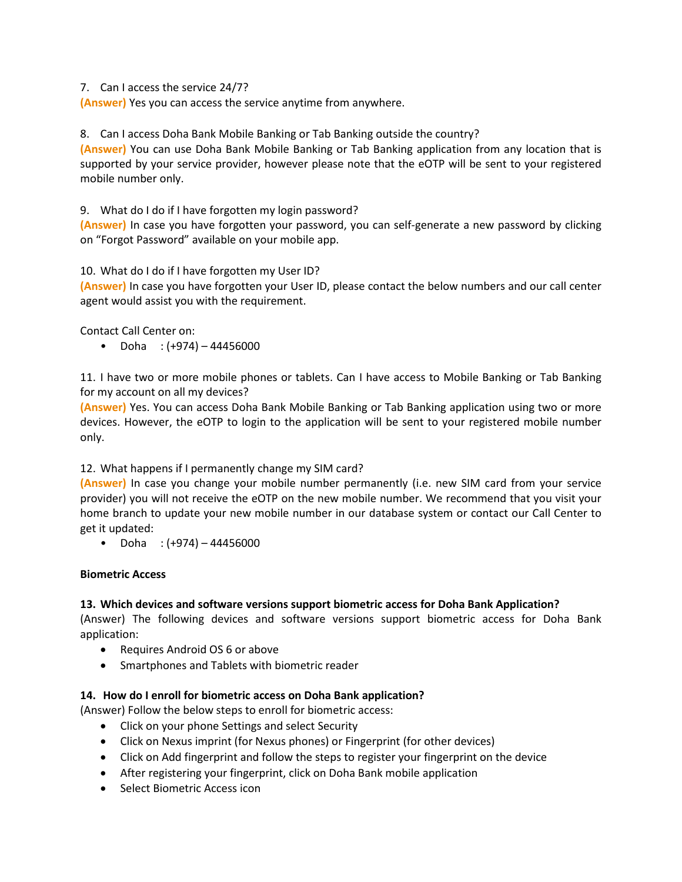7. Can I access the service 24/7?

**(Answer)** Yes you can access the service anytime from anywhere.

8. Can I access Doha Bank Mobile Banking or Tab Banking outside the country?

**(Answer)** You can use Doha Bank Mobile Banking or Tab Banking application from any location that is supported by your service provider, however please note that the eOTP will be sent to your registered mobile number only.

9. What do I do if I have forgotten my login password?

**(Answer)** In case you have forgotten your password, you can self-generate a new password by clicking on “Forgot Password” available on your mobile app.

10. What do I do if I have forgotten my User ID?

**(Answer)** In case you have forgotten your User ID, please contact the below numbers and our call center agent would assist you with the requirement.

Contact Call Center on:

- Doha : (+974) – 44456000

11. I have two or more mobile phones or tablets. Can I have access to Mobile Banking or Tab Banking for my account on all my devices?

**(Answer)** Yes. You can access Doha Bank Mobile Banking or Tab Banking application using two or more devices. However, the eOTP to login to the application will be sent to your registered mobile number only.

12. What happens if I permanently change my SIM card?

**(Answer)** In case you change your mobile number permanently (i.e. new SIM card from your service provider) you will not receive the eOTP on the new mobile number. We recommend that you visit your home branch to update your new mobile number in our database system or contact our Call Center to get it updated:

- Doha : (+974) – 44456000

**Biometric Access**

**13. Which devices and software versions support biometric access for Doha Bank Application?**

(Answer) The following devices and software versions support biometric access for Doha Bank application:

- Requires Android OS 6 or above
- Smartphones and Tablets with biometric reader

**14. How do I enroll for biometric access on Doha Bank application?**

(Answer) Follow the below steps to enroll for biometric access:

- Click on your phone Settings and select Security
- Click on Nexus imprint (for Nexus phones) or Fingerprint (for other devices)
- Click on Add fingerprint and follow the steps to register your fingerprint on the device
- After registering your fingerprint, click on Doha Bank mobile application
- Select Biometric Access icon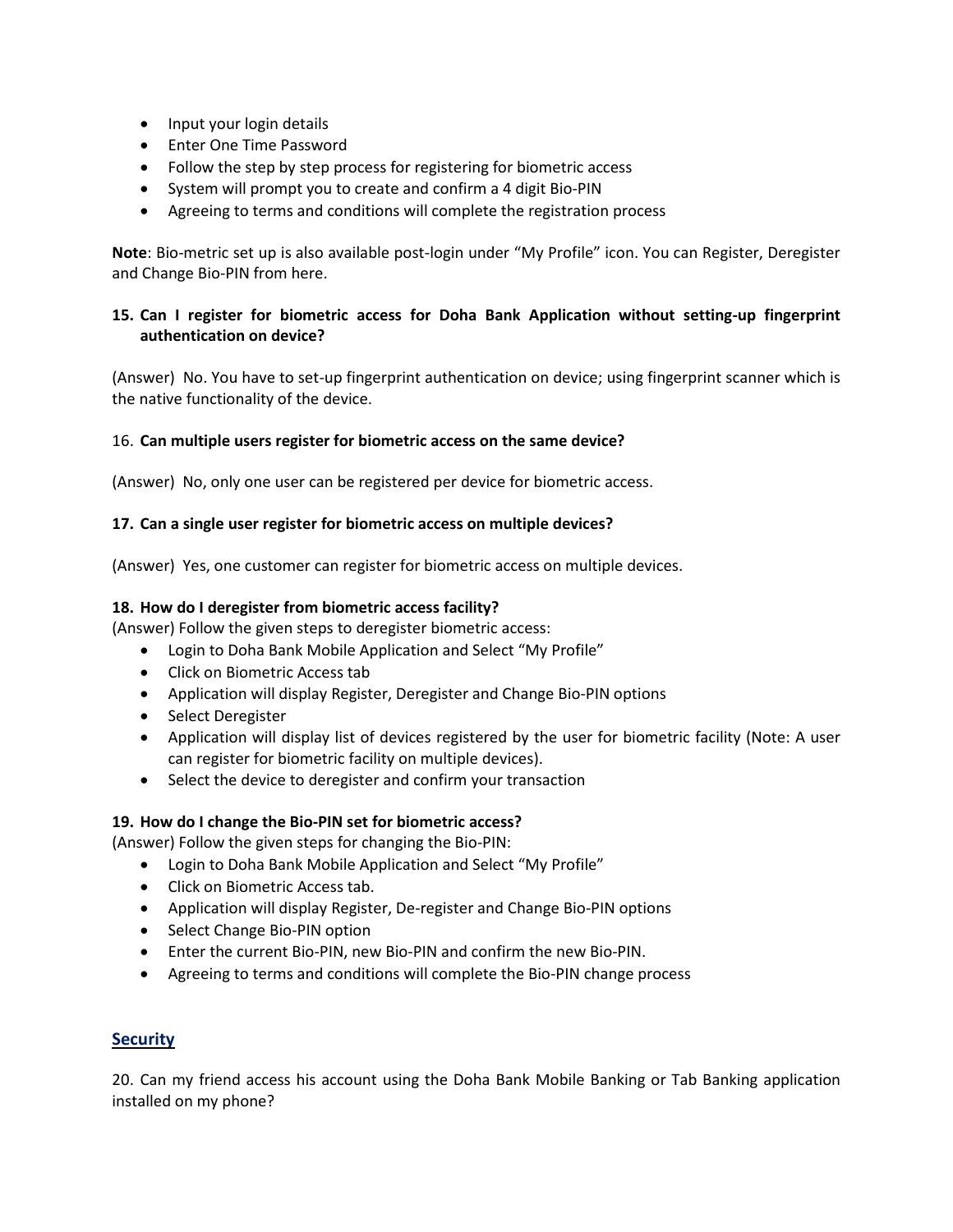- Input your login details
- Enter One Time Password
- Follow the step by step process for registering for biometric access
- System will prompt you to create and confirm a 4 digit Bio-PIN
- Agreeing to terms and conditions will complete the registration process

**Note**: Bio-metric set up is also available post-login under "My Profile" icon. You can Register, Deregister and Change Bio-PIN from here.

**15. Can I register for biometric access for Doha Bank Application without setting-up fingerprint authentication on device?**

(Answer) No. You have to set-up fingerprint authentication on device; using fingerprint scanner which is the native functionality of the device.

16. **Can multiple users register for biometric access on the same device?**

(Answer) No, only one user can be registered per device for biometric access.

**17. Can a single user register for biometric access on multiple devices?**

(Answer) Yes, one customer can register for biometric access on multiple devices.

**18. How do I deregister from biometric access facility?**

(Answer) Follow the given steps to deregister biometric access:

- Login to Doha Bank Mobile Application and Select "My Profile"
- Click on Biometric Access tab
- Application will display Register, Deregister and Change Bio-PIN options
- Select Deregister
- Application will display list of devices registered by the user for biometric facility (Note: A user can register for biometric facility on multiple devices).
- Select the device to deregister and confirm your transaction

**19. How do I change the Bio-PIN set for biometric access?**

(Answer) Follow the given steps for changing the Bio-PIN:

- Login to Doha Bank Mobile Application and Select "My Profile"
- Click on Biometric Access tab.
- Application will display Register, De-register and Change Bio-PIN options
- Select Change Bio-PIN option
- Enter the current Bio-PIN, new Bio-PIN and confirm the new Bio-PIN.
- Agreeing to terms and conditions will complete the Bio-PIN change process

## Security

20. Can my friend access his account using the Doha Bank Mobile Banking or Tab Banking application installed on my phone?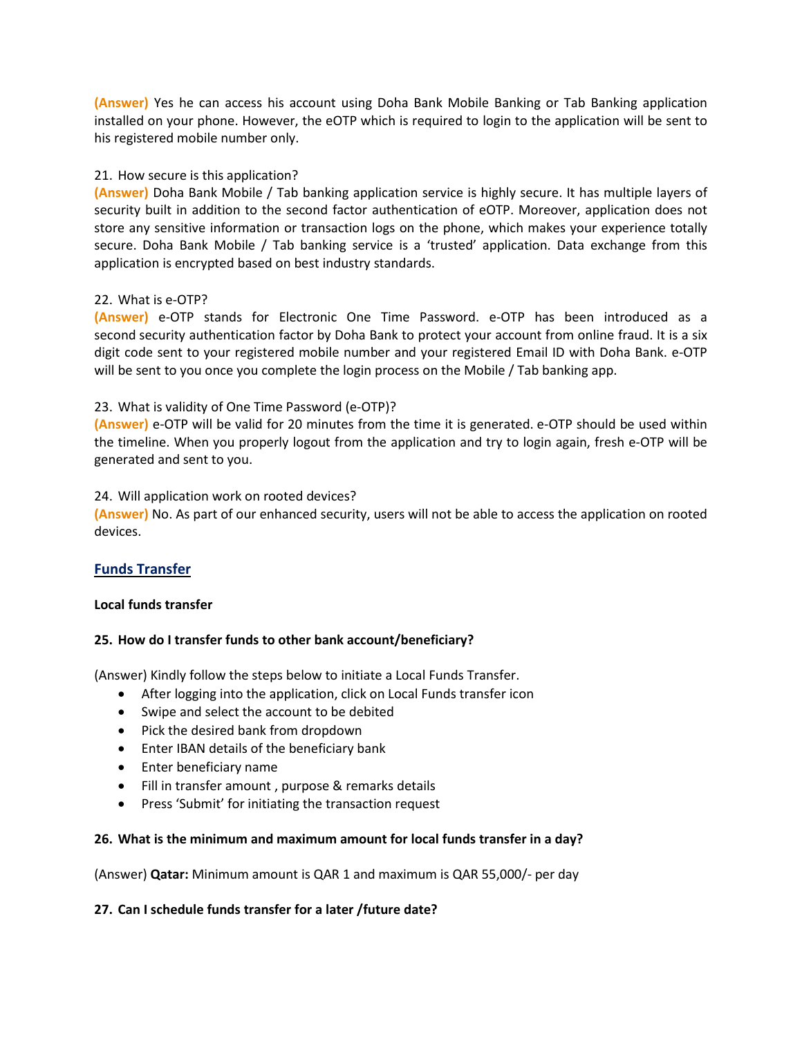**(Answer)** Yes he can access his account using Doha Bank Mobile Banking or Tab Banking application installed on your phone. However, the eOTP which is required to login to the application will be sent to his registered mobile number only.

21. How secure is this application?

**(Answer)** Doha Bank Mobile / Tab banking application service is highly secure. It has multiple layers of security built in addition to the second factor authentication of eOTP. Moreover, application does not store any sensitive information or transaction logs on the phone, which makes your experience totally secure. Doha Bank Mobile / Tab banking service is a 'trusted' application. Data exchange from this application is encrypted based on best industry standards.

22. What is e-OTP?

**(Answer)** e-OTP stands for Electronic One Time Password. e-OTP has been introduced as a second security authentication factor by Doha Bank to protect your account from online fraud. It is a six digit code sent to your registered mobile number and your registered Email ID with Doha Bank. e-OTP will be sent to you once you complete the login process on the Mobile / Tab banking app.

23. What is validity of One Time Password (e-OTP)?

**(Answer)** e-OTP will be valid for 20 minutes from the time it is generated. e-OTP should be used within the timeline. When you properly logout from the application and try to login again, fresh e-OTP will be generated and sent to you.

24. Will application work on rooted devices?

**(Answer)** No. As part of our enhanced security, users will not be able to access the application on rooted devices.

## Funds Transfer

**Local funds transfer**

**25. How do I transfer funds to other bank account/beneficiary?**

(Answer) Kindly follow the steps below to initiate a Local Funds Transfer.

- After logging into the application, click on Local Funds transfer icon
- Swipe and select the account to be debited
- Pick the desired bank from dropdown
- Enter IBAN details of the beneficiary bank
- Enter beneficiary name
- Fill in transfer amount , purpose & remarks details
- Press 'Submit' for initiating the transaction request

**26. What is the minimum and maximum amount for local funds transfer in a day?**

(Answer) **Qatar:** Minimum amount is QAR 1 and maximum is QAR 55,000/- per day

**27. Can I schedule funds transfer for a later /future date?**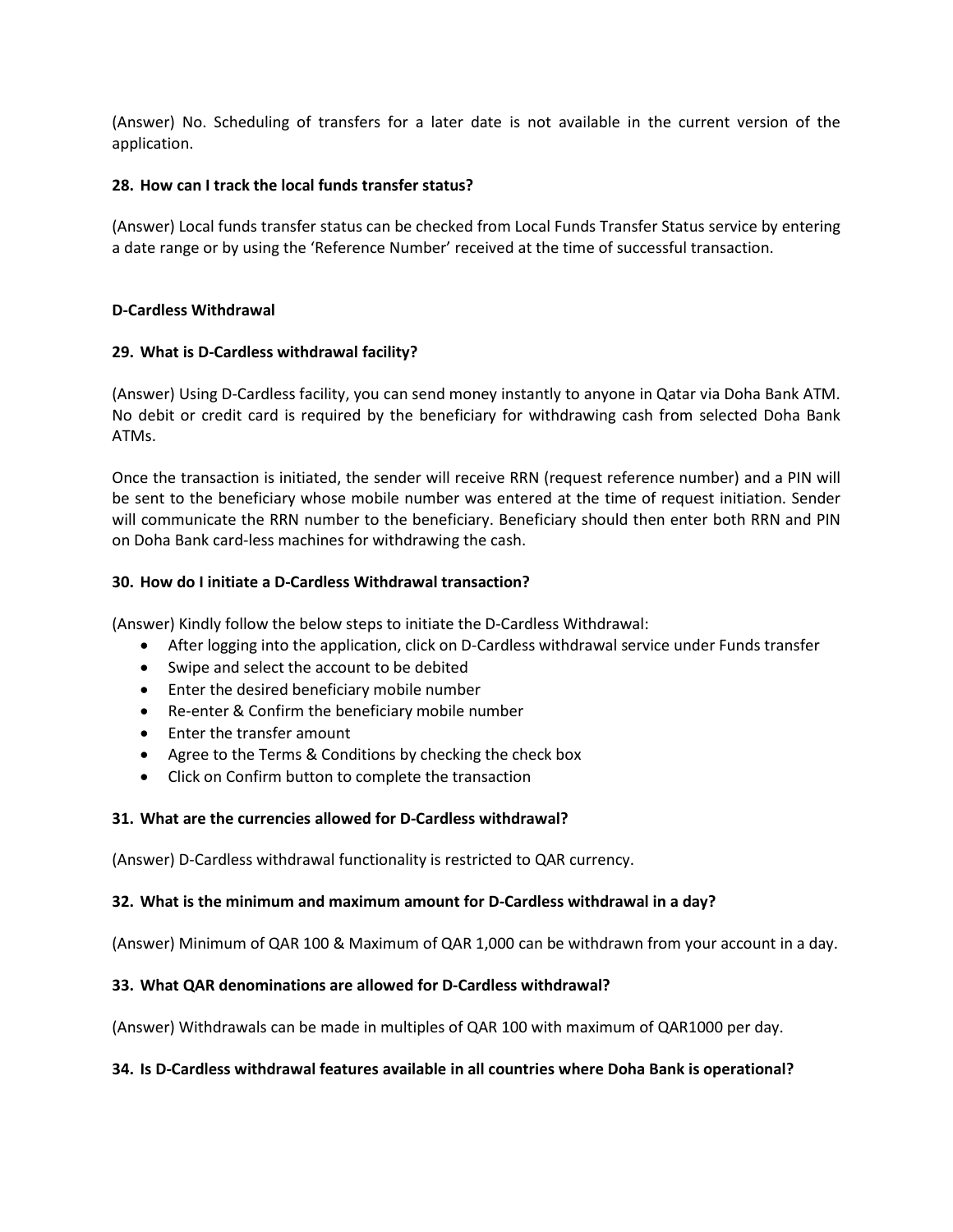(Answer) No. Scheduling of transfers for a later date is not available in the current version of the application.

**28. How can I track the local funds transfer status?**

(Answer) Local funds transfer status can be checked from Local Funds Transfer Status service by entering a date range or by using the 'Reference Number' received at the time of successful transaction.

**D-Cardless Withdrawal**

**29. What is D-Cardless withdrawal facility?**

(Answer) Using D-Cardless facility, you can send money instantly to anyone in Qatar via Doha Bank ATM. No debit or credit card is required by the beneficiary for withdrawing cash from selected Doha Bank ATMs.

Once the transaction is initiated, the sender will receive RRN (request reference number) and a PIN will be sent to the beneficiary whose mobile number was entered at the time of request initiation. Sender will communicate the RRN number to the beneficiary. Beneficiary should then enter both RRN and PIN on Doha Bank card-less machines for withdrawing the cash.

**30. How do I initiate a D-Cardless Withdrawal transaction?**

(Answer) Kindly follow the below steps to initiate the D-Cardless Withdrawal:

- After logging into the application, click on D-Cardless withdrawal service under Funds transfer
- Swipe and select the account to be debited
- Enter the desired beneficiary mobile number
- Re-enter & Confirm the beneficiary mobile number
- Enter the transfer amount
- Agree to the Terms & Conditions by checking the check box
- Click on Confirm button to complete the transaction

**31. What are the currencies allowed for D-Cardless withdrawal?**

(Answer) D-Cardless withdrawal functionality is restricted to QAR currency.

**32. What is the minimum and maximum amount for D-Cardless withdrawal in a day?**

(Answer) Minimum of QAR 100 & Maximum of QAR 1,000 can be withdrawn from your account in a day.

**33. What QAR denominations are allowed for D-Cardless withdrawal?**

(Answer) Withdrawals can be made in multiples of QAR 100 with maximum of QAR1000 per day.

**34. Is D-Cardless withdrawal features available in all countries where Doha Bank is operational?**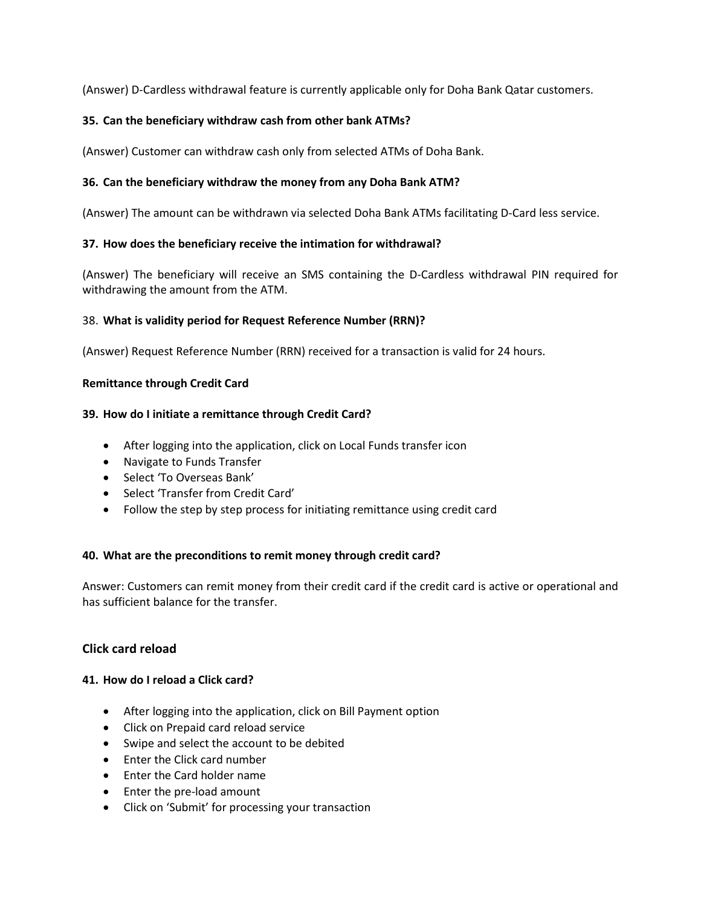(Answer) D-Cardless withdrawal feature is currently applicable only for Doha Bank Qatar customers.

**35. Can the beneficiary withdraw cash from other bank ATMs?**

(Answer) Customer can withdraw cash only from selected ATMs of Doha Bank.

**36. Can the beneficiary withdraw the money from any Doha Bank ATM?**

(Answer) The amount can be withdrawn via selected Doha Bank ATMs facilitating D-Card less service.

**37. How does the beneficiary receive the intimation for withdrawal?**

(Answer) The beneficiary will receive an SMS containing the D-Cardless withdrawal PIN required for withdrawing the amount from the ATM.

38. **What is validity period for Request Reference Number (RRN)?**

(Answer) Request Reference Number (RRN) received for a transaction is valid for 24 hours.

**Remittance through Credit Card**

**39. How do I initiate a remittance through Credit Card?**

- After logging into the application, click on Local Funds transfer icon
- Navigate to Funds Transfer
- Select 'To Overseas Bank'
- Select 'Transfer from Credit Card'
- Follow the step by step process for initiating remittance using credit card

**40. What are the preconditions to remit money through credit card?**

Answer: Customers can remit money from their credit card if the credit card is active or operational and has sufficient balance for the transfer.

## Click card reload

**41. How do I reload a Click card?**

- After logging into the application, click on Bill Payment option
- Click on Prepaid card reload service
- Swipe and select the account to be debited
- Enter the Click card number
- Enter the Card holder name
- Enter the pre-load amount
- Click on 'Submit' for processing your transaction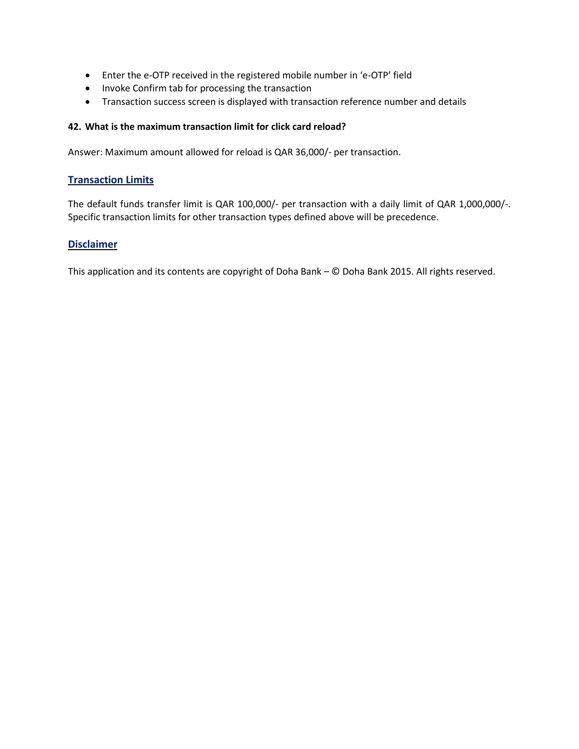- Enter the e-OTP received in the registered mobile number in 'e-OTP' field
- Invoke Confirm tab for processing the transaction
- Transaction success screen is displayed with transaction reference number and details

**42. What is the maximum transaction limit for click card reload?**

Answer: Maximum amount allowed for reload is QAR 36,000/- per transaction.

## Transaction Limits

The default funds transfer limit is QAR 100,000/- per transaction with a daily limit of QAR 1,000,000/-. Specific transaction limits for other transaction types defined above will be precedence.

## Disclaimer

This application and its contents are copyright of Doha Bank – © Doha Bank 2015. All rights reserved.